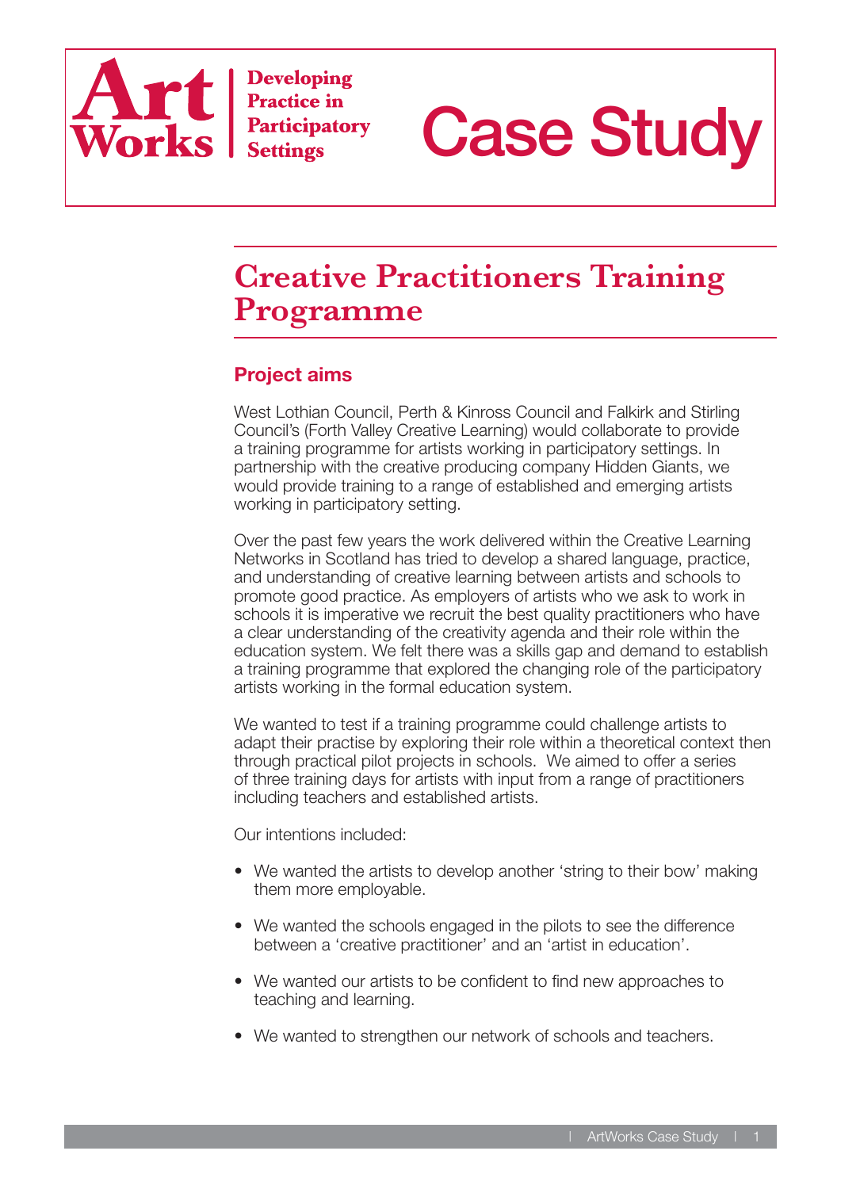# Art Works | Developing Practice in Participatory Settings

# Case Study

## Creative Practitioners Training Programme

### Project aims

West Lothian Council, Perth & Kinross Council and Falkirk and Stirling Council's (Forth Valley Creative Learning) would collaborate to provide a training programme for artists working in participatory settings. In partnership with the creative producing company Hidden Giants, we would provide training to a range of established and emerging artists working in participatory setting.

Over the past few years the work delivered within the Creative Learning Networks in Scotland has tried to develop a shared language, practice, and understanding of creative learning between artists and schools to promote good practice. As employers of artists who we ask to work in schools it is imperative we recruit the best quality practitioners who have a clear understanding of the creativity agenda and their role within the education system. We felt there was a skills gap and demand to establish a training programme that explored the changing role of the participatory artists working in the formal education system.

We wanted to test if a training programme could challenge artists to adapt their practise by exploring their role within a theoretical context then through practical pilot projects in schools. We aimed to offer a series of three training days for artists with input from a range of practitioners including teachers and established artists.

Our intentions included:

- We wanted the artists to develop another 'string to their bow' making them more employable.
- We wanted the schools engaged in the pilots to see the difference between a 'creative practitioner' and an 'artist in education'.
- We wanted our artists to be confident to find new approaches to teaching and learning.
- We wanted to strengthen our network of schools and teachers.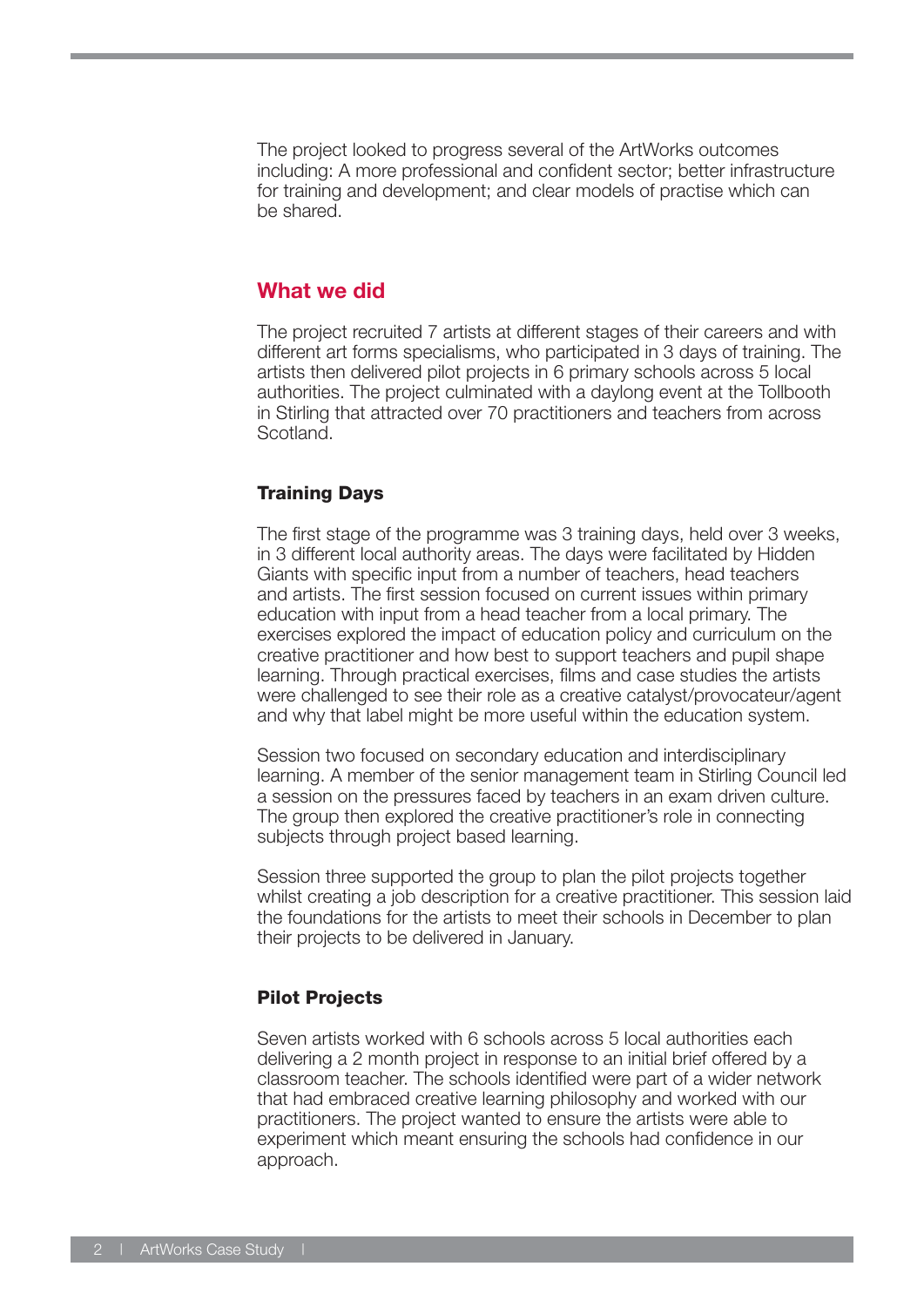The project looked to progress several of the ArtWorks outcomes including: A more professional and confident sector; better infrastructure for training and development; and clear models of practise which can be shared.

## What we did

The project recruited 7 artists at different stages of their careers and with different art forms specialisms, who participated in 3 days of training. The artists then delivered pilot projects in 6 primary schools across 5 local authorities. The project culminated with a daylong event at the Tollbooth in Stirling that attracted over 70 practitioners and teachers from across Scotland.

### Training Days

The first stage of the programme was 3 training days, held over 3 weeks, in 3 different local authority areas. The days were facilitated by Hidden Giants with specific input from a number of teachers, head teachers and artists. The first session focused on current issues within primary education with input from a head teacher from a local primary. The exercises explored the impact of education policy and curriculum on the creative practitioner and how best to support teachers and pupil shape learning. Through practical exercises, films and case studies the artists were challenged to see their role as a creative catalyst/provocateur/agent and why that label might be more useful within the education system.

Session two focused on secondary education and interdisciplinary learning. A member of the senior management team in Stirling Council led a session on the pressures faced by teachers in an exam driven culture. The group then explored the creative practitioner's role in connecting subjects through project based learning.

Session three supported the group to plan the pilot projects together whilst creating a job description for a creative practitioner. This session laid the foundations for the artists to meet their schools in December to plan their projects to be delivered in January.

### Pilot Projects

Seven artists worked with 6 schools across 5 local authorities each delivering a 2 month project in response to an initial brief offered by a classroom teacher. The schools identified were part of a wider network that had embraced creative learning philosophy and worked with our practitioners. The project wanted to ensure the artists were able to experiment which meant ensuring the schools had confidence in our approach.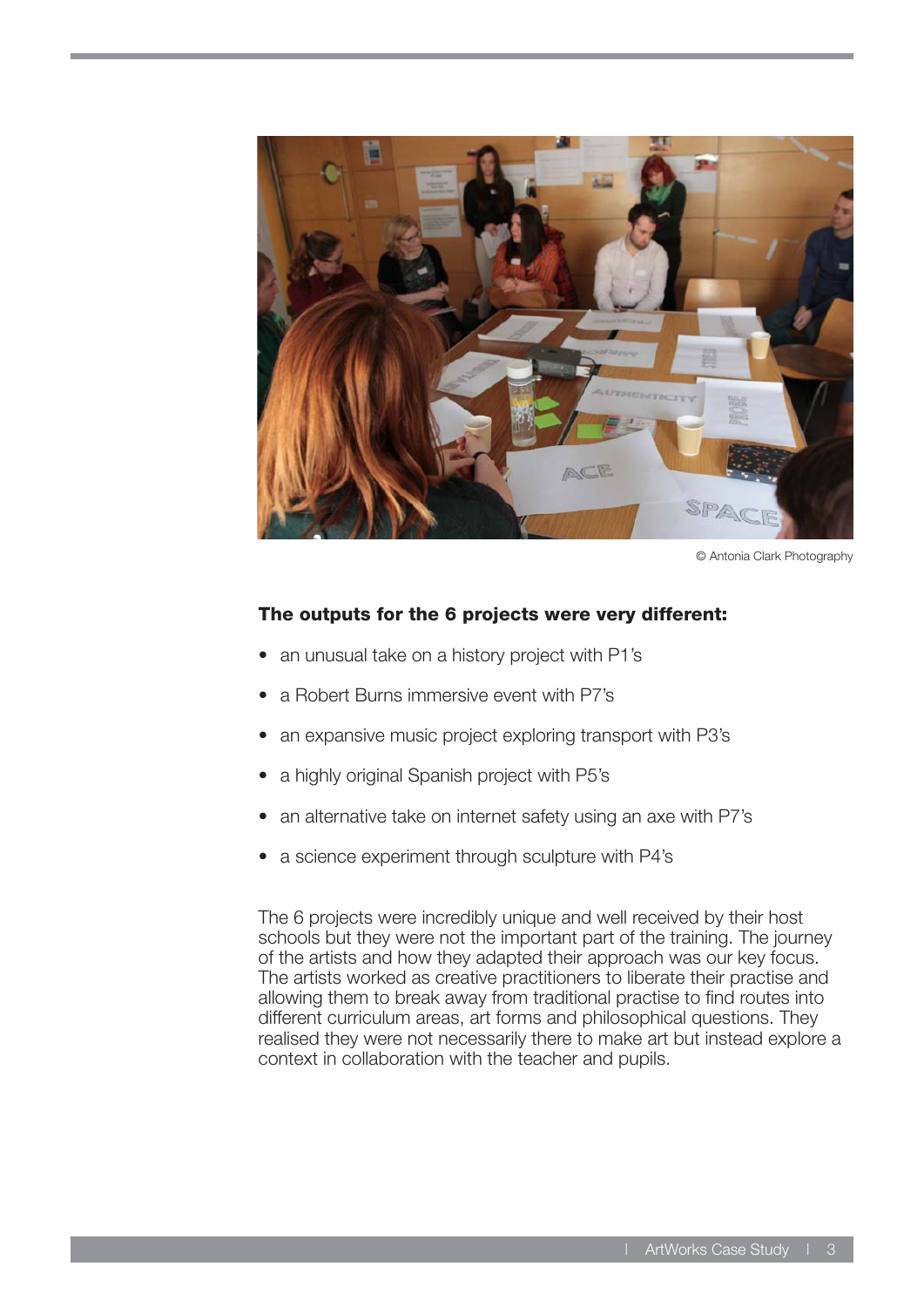© Antonia Clark Photography

**The outputs for the 6 projects were very different:**

- an unusual take on a history project with P1's
- a Robert Burns immersive event with P7's
- an expansive music project exploring transport with P3's
- a highly original Spanish project with P5's
- an alternative take on internet safety using an axe with P7's
- a science experiment through sculpture with P4's

The 6 projects were incredibly unique and well received by their host schools but they were not the important part of the training. The journey of the artists and how they adapted their approach was our key focus. The artists worked as creative practitioners to liberate their practise and allowing them to break away from traditional practise to find routes into different curriculum areas, art forms and philosophical questions. They realised they were not necessarily there to make art but instead explore a context in collaboration with the teacher and pupils.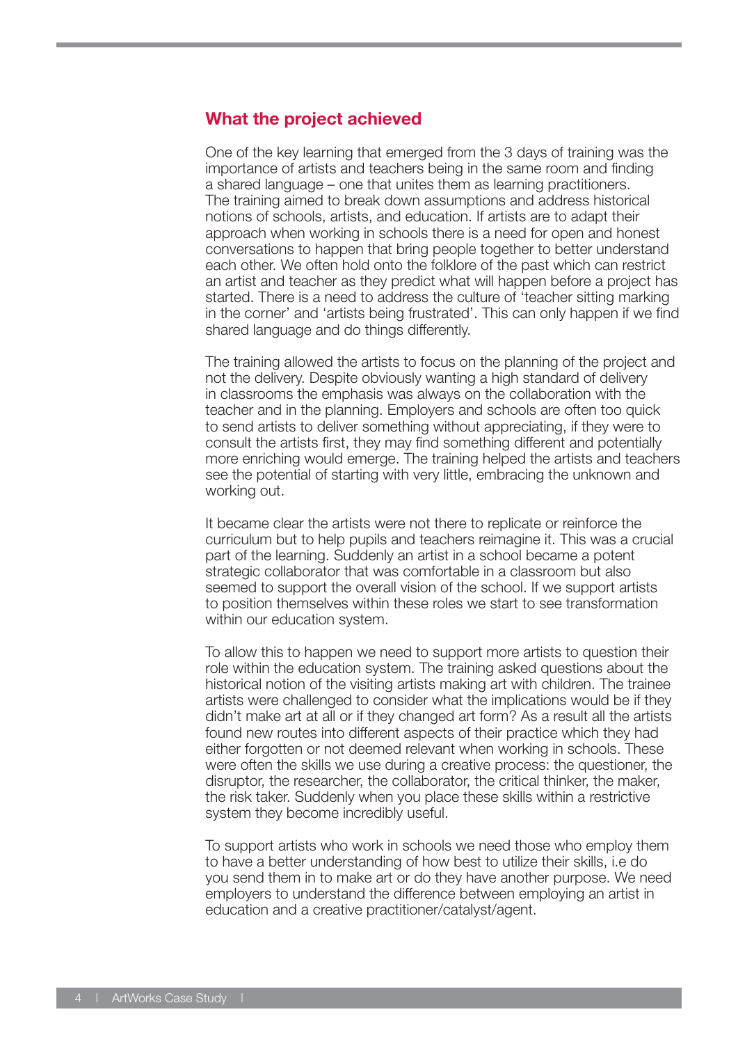## What the project achieved

One of the key learning that emerged from the 3 days of training was the importance of artists and teachers being in the same room and finding a shared language – one that unites them as learning practitioners. The training aimed to break down assumptions and address historical notions of schools, artists, and education. If artists are to adapt their approach when working in schools there is a need for open and honest conversations to happen that bring people together to better understand each other. We often hold onto the folklore of the past which can restrict an artist and teacher as they predict what will happen before a project has started. There is a need to address the culture of 'teacher sitting marking in the corner' and 'artists being frustrated'. This can only happen if we find shared language and do things differently.

The training allowed the artists to focus on the planning of the project and not the delivery. Despite obviously wanting a high standard of delivery in classrooms the emphasis was always on the collaboration with the teacher and in the planning. Employers and schools are often too quick to send artists to deliver something without appreciating, if they were to consult the artists first, they may find something different and potentially more enriching would emerge. The training helped the artists and teachers see the potential of starting with very little, embracing the unknown and working out.

It became clear the artists were not there to replicate or reinforce the curriculum but to help pupils and teachers reimagine it. This was a crucial part of the learning. Suddenly an artist in a school became a potent strategic collaborator that was comfortable in a classroom but also seemed to support the overall vision of the school. If we support artists to position themselves within these roles we start to see transformation within our education system.

To allow this to happen we need to support more artists to question their role within the education system. The training asked questions about the historical notion of the visiting artists making art with children. The trainee artists were challenged to consider what the implications would be if they didn't make art at all or if they changed art form? As a result all the artists found new routes into different aspects of their practice which they had either forgotten or not deemed relevant when working in schools. These were often the skills we use during a creative process: the questioner, the disruptor, the researcher, the collaborator, the critical thinker, the maker, the risk taker. Suddenly when you place these skills within a restrictive system they become incredibly useful.

To support artists who work in schools we need those who employ them to have a better understanding of how best to utilize their skills, i.e do you send them in to make art or do they have another purpose. We need employers to understand the difference between employing an artist in education and a creative practitioner/catalyst/agent.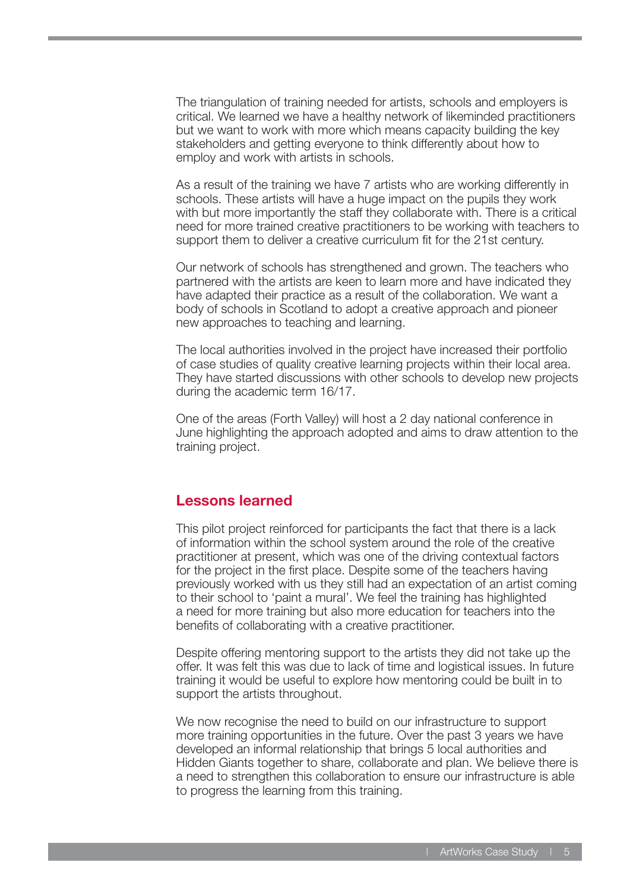The triangulation of training needed for artists, schools and employers is critical. We learned we have a healthy network of likeminded practitioners but we want to work with more which means capacity building the key stakeholders and getting everyone to think differently about how to employ and work with artists in schools.

As a result of the training we have 7 artists who are working differently in schools. These artists will have a huge impact on the pupils they work with but more importantly the staff they collaborate with. There is a critical need for more trained creative practitioners to be working with teachers to support them to deliver a creative curriculum fit for the 21st century.

Our network of schools has strengthened and grown. The teachers who partnered with the artists are keen to learn more and have indicated they have adapted their practice as a result of the collaboration. We want a body of schools in Scotland to adopt a creative approach and pioneer new approaches to teaching and learning.

The local authorities involved in the project have increased their portfolio of case studies of quality creative learning projects within their local area. They have started discussions with other schools to develop new projects during the academic term 16/17.

One of the areas (Forth Valley) will host a 2 day national conference in June highlighting the approach adopted and aims to draw attention to the training project.

## Lessons learned

This pilot project reinforced for participants the fact that there is a lack of information within the school system around the role of the creative practitioner at present, which was one of the driving contextual factors for the project in the first place. Despite some of the teachers having previously worked with us they still had an expectation of an artist coming to their school to 'paint a mural'. We feel the training has highlighted a need for more training but also more education for teachers into the benefits of collaborating with a creative practitioner.

Despite offering mentoring support to the artists they did not take up the offer. It was felt this was due to lack of time and logistical issues. In future training it would be useful to explore how mentoring could be built in to support the artists throughout.

We now recognise the need to build on our infrastructure to support more training opportunities in the future. Over the past 3 years we have developed an informal relationship that brings 5 local authorities and Hidden Giants together to share, collaborate and plan. We believe there is a need to strengthen this collaboration to ensure our infrastructure is able to progress the learning from this training.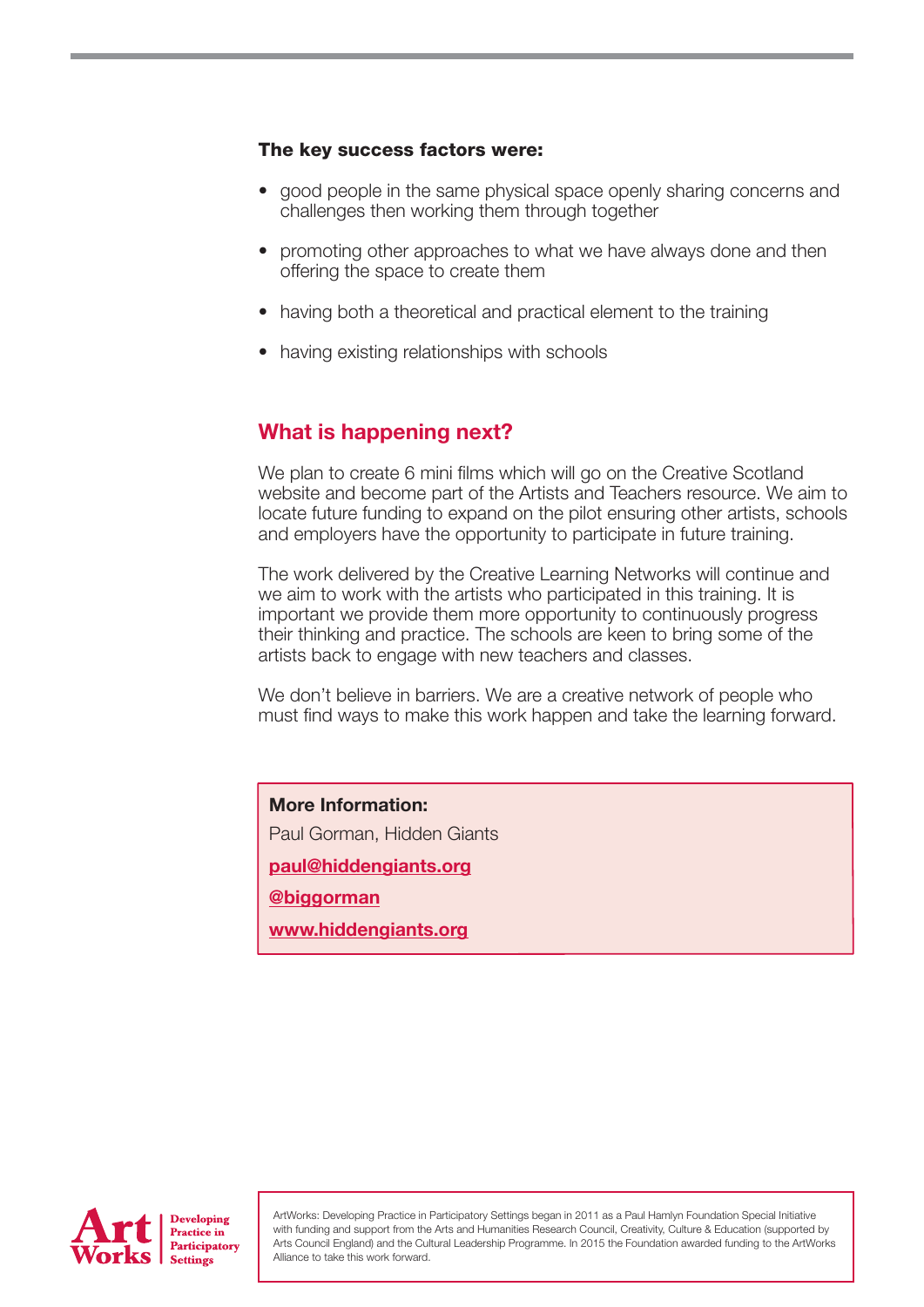**The key success factors were:**

- good people in the same physical space openly sharing concerns and challenges then working them through together
- promoting other approaches to what we have always done and then offering the space to create them
- having both a theoretical and practical element to the training
- having existing relationships with schools

## What is happening next?

We plan to create 6 mini films which will go on the Creative Scotland website and become part of the Artists and Teachers resource. We aim to locate future funding to expand on the pilot ensuring other artists, schools and employers have the opportunity to participate in future training.

The work delivered by the Creative Learning Networks will continue and we aim to work with the artists who participated in this training. It is important we provide them more opportunity to continuously progress their thinking and practice. The schools are keen to bring some of the artists back to engage with new teachers and classes.

We don't believe in barriers. We are a creative network of people who must find ways to make this work happen and take the learning forward.

**More Information:**

Paul Gorman, Hidden Giants

**paul@hiddengiants.org**

**@biggorman**

**www.hiddengiants.org**

Art Works Developing Practice in Participatory Settings

ArtWorks: Developing Practice in Participatory Settings began in 2011 as a Paul Hamlyn Foundation Special Initiative with funding and support from the Arts and Humanities Research Council, Creativity, Culture & Education (supported by Arts Council England) and the Cultural Leadership Programme. In 2015 the Foundation awarded funding to the ArtWorks Alliance to take this work forward.